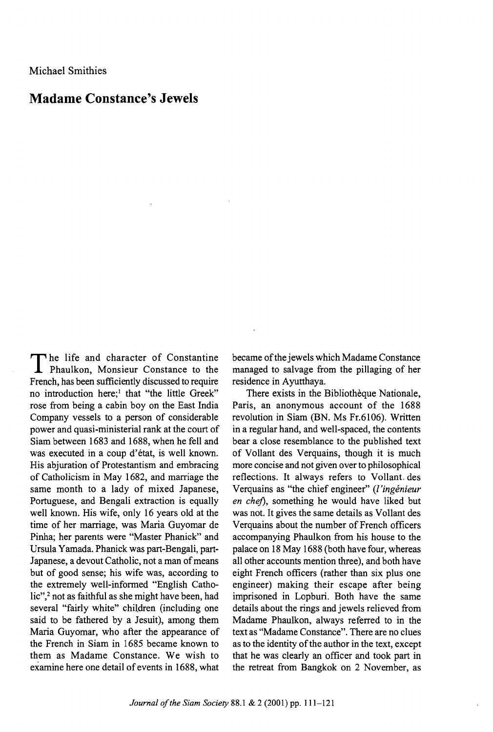Michael Smithies

# Madame Constance's Jewels

The life and character of Constantine Phaulkon, Monsieur Constance to the French, has been sufficiently discussed to require no introduction here;[1] that "the little Greek" rose from being a cabin boy on the East India Company vessels to a person of considerable power and quasi-ministerial rank at the court of Siam between 1683 and 1688, when he fell and was executed in a coup d'état, is well known. His abjuration of Protestantism and embracing of Catholicism in May 1682, and marriage the same month to a lady of mixed Japanese, Portuguese, and Bengali extraction is equally well known. His wife, only 16 years old at the time of her marriage, was Maria Guyomar de Pinha; her parents were "Master Phanick" and Ursula Yamada. Phanick was part-Bengali, part-Japanese, a devout Catholic, not a man of means but of good sense; his wife was, according to the extremely well-informed "English Catholic",[2] not as faithful as she might have been, had several "fairly white" children (including one said to be fathered by a Jesuit), among them Maria Guyomar, who after the appearance of the French in Siam in 1685 became known to them as Madame Constance. We wish to examine here one detail of events in 1688, what became of the jewels which Madame Constance managed to salvage from the pillaging of her residence in Ayutthaya.

There exists in the Bibliothèque Nationale, Paris, an anonymous account of the 1688 revolution in Siam (BN. Ms Fr.6106). Written in a regular hand, and well-spaced, the contents bear a close resemblance to the published text of Vollant des Verquains, though it is much more concise and not given over to philosophical reflections. It always refers to Vollant des Verquains as "the chief engineer" (*l'ingénieur en chef*), something he would have liked but was not. It gives the same details as Vollant des Verquains about the number of French officers accompanying Phaulkon from his house to the palace on 18 May 1688 (both have four, whereas all other accounts mention three), and both have eight French officers (rather than six plus one engineer) making their escape after being imprisoned in Lopburi. Both have the same details about the rings and jewels relieved from Madame Phaulkon, always referred to in the text as "Madame Constance". There are no clues as to the identity of the author in the text, except that he was clearly an officer and took part in the retreat from Bangkok on 2 November, as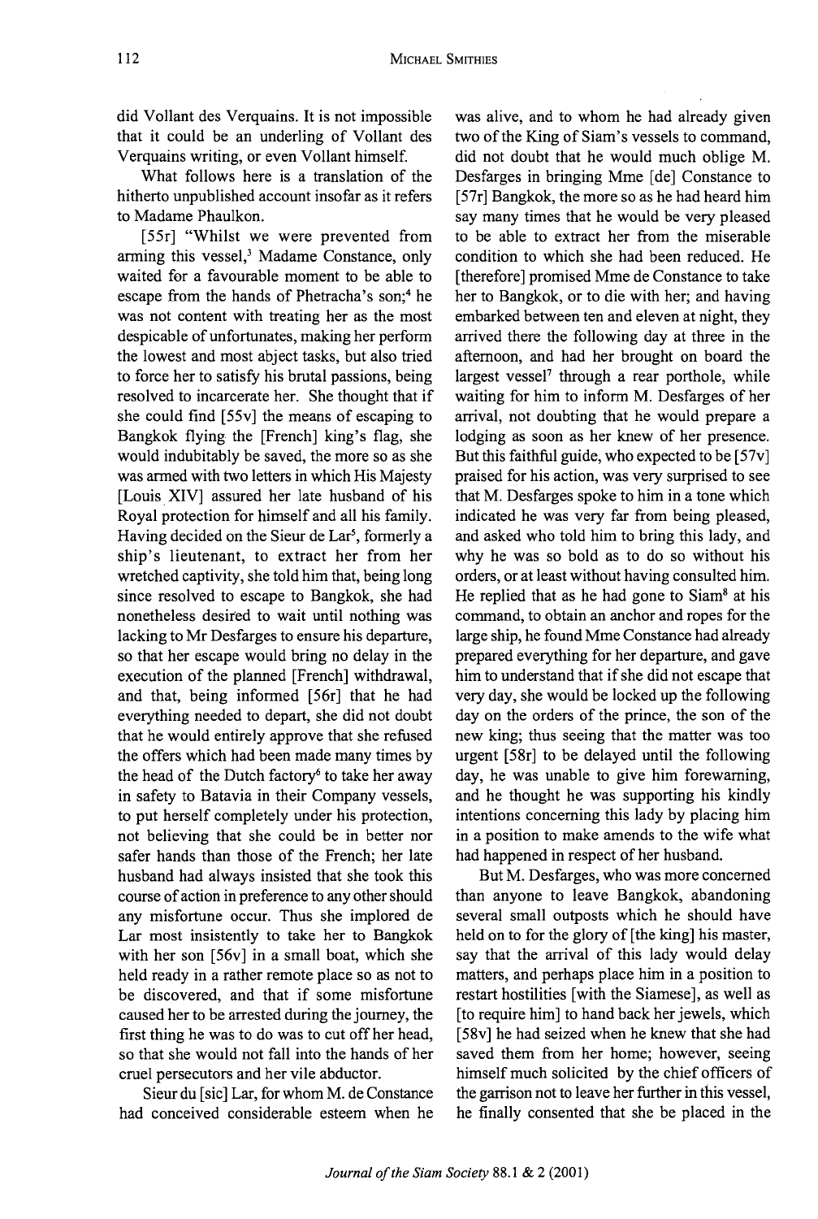did Vollant des Verquains. It is not impossible that it could be an underling of Vollant des Verquains writing, or even Vollant himself.

What follows here is a translation of the hitherto unpublished account insofar as it refers to Madame Phaulkon.

[55r] "Whilst we were prevented from arming this vessel,[3] Madame Constance, only waited for a favourable moment to be able to escape from the hands of Phetracha's son;[4] he was not content with treating her as the most despicable of unfortunates, making her perform the lowest and most abject tasks, but also tried to force her to satisfy his brutal passions, being resolved to incarcerate her. She thought that if she could find [55v] the means of escaping to Bangkok flying the [French] king's flag, she would indubitably be saved, the more so as she was armed with two letters in which His Majesty [Louis XIV] assured her late husband of his Royal protection for himself and all his family. Having decided on the Sieur de Lar[5], formerly a ship's lieutenant, to extract her from her wretched captivity, she told him that, being long since resolved to escape to Bangkok, she had nonetheless desired to wait until nothing was lacking to Mr Desfarges to ensure his departure, so that her escape would bring no delay in the execution of the planned [French] withdrawal, and that, being informed [56r] that he had everything needed to depart, she did not doubt that he would entirely approve that she refused the offers which had been made many times by the head of the Dutch factory[6] to take her away in safety to Batavia in their Company vessels, to put herself completely under his protection, not believing that she could be in better nor safer hands than those of the French; her late husband had always insisted that she took this course of action in preference to any other should any misfortune occur. Thus she implored de Lar most insistently to take her to Bangkok with her son [56v] in a small boat, which she held ready in a rather remote place so as not to be discovered, and that if some misfortune caused her to be arrested during the journey, the first thing he was to do was to cut off her head, so that she would not fall into the hands of her cruel persecutors and her vile abductor.

Sieur du [sic] Lar, for whom M. de Constance had conceived considerable esteem when he was alive, and to whom he had already given two of the King of Siam's vessels to command, did not doubt that he would much oblige M. Desfarges in bringing Mme [de] Constance to [57r] Bangkok, the more so as he had heard him say many times that he would be very pleased to be able to extract her from the miserable condition to which she had been reduced. He [therefore] promised Mme de Constance to take her to Bangkok, or to die with her; and having embarked between ten and eleven at night, they arrived there the following day at three in the afternoon, and had her brought on board the largest vessel[7] through a rear porthole, while waiting for him to inform M. Desfarges of her arrival, not doubting that he would prepare a lodging as soon as her knew of her presence. But this faithful guide, who expected to be [57v] praised for his action, was very surprised to see that M. Desfarges spoke to him in a tone which indicated he was very far from being pleased, and asked who told him to bring this lady, and why he was so bold as to do so without his orders, or at least without having consulted him. He replied that as he had gone to Siam[8] at his command, to obtain an anchor and ropes for the large ship, he found Mme Constance had already prepared everything for her departure, and gave him to understand that if she did not escape that very day, she would be locked up the following day on the orders of the prince, the son of the new king; thus seeing that the matter was too urgent [58r] to be delayed until the following day, he was unable to give him forewarning, and he thought he was supporting his kindly intentions concerning this lady by placing him in a position to make amends to the wife what had happened in respect of her husband.

But M. Desfarges, who was more concerned than anyone to leave Bangkok, abandoning several small outposts which he should have held on to for the glory of [the king] his master, say that the arrival of this lady would delay matters, and perhaps place him in a position to restart hostilities [with the Siamese], as well as [to require him] to hand back her jewels, which [58v] he had seized when he knew that she had saved them from her home; however, seeing himself much solicited by the chief officers of the garrison not to leave her further in this vessel, he finally consented that she be placed in the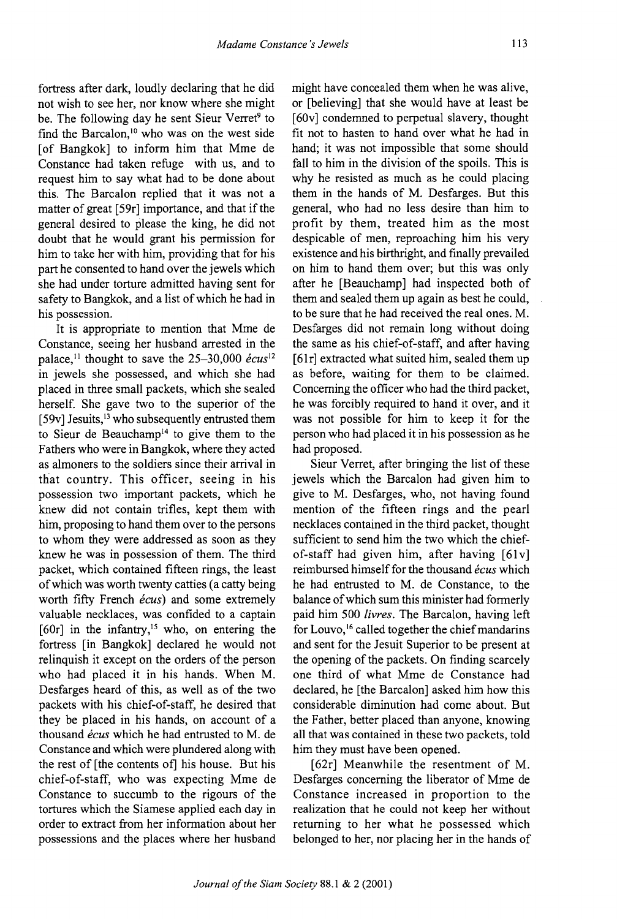fortress after dark, loudly declaring that he did not wish to see her, nor know where she might be. The following day he sent Sieur Verret[9] to find the Barcalon,[10] who was on the west side [of Bangkok] to inform him that Mme de Constance had taken refuge with us, and to request him to say what had to be done about this. The Barcalon replied that it was not a matter of great [59r] importance, and that if the general desired to please the king, he did not doubt that he would grant his permission for him to take her with him, providing that for his part he consented to hand over the jewels which she had under torture admitted having sent for safety to Bangkok, and a list of which he had in his possession.

It is appropriate to mention that Mme de Constance, seeing her husband arrested in the palace,[11] thought to save the 25–30,000 *écus*[12] in jewels she possessed, and which she had placed in three small packets, which she sealed herself. She gave two to the superior of the [59v] Jesuits,[13] who subsequently entrusted them to Sieur de Beauchamp[14] to give them to the Fathers who were in Bangkok, where they acted as almoners to the soldiers since their arrival in that country. This officer, seeing in his possession two important packets, which he knew did not contain trifles, kept them with him, proposing to hand them over to the persons to whom they were addressed as soon as they knew he was in possession of them. The third packet, which contained fifteen rings, the least of which was worth twenty catties (a catty being worth fifty French *écus*) and some extremely valuable necklaces, was confided to a captain [60r] in the infantry,[15] who, on entering the fortress [in Bangkok] declared he would not relinquish it except on the orders of the person who had placed it in his hands. When M. Desfarges heard of this, as well as of the two packets with his chief-of-staff, he desired that they be placed in his hands, on account of a thousand *écus* which he had entrusted to M. de Constance and which were plundered along with the rest of [the contents of] his house. But his chief-of-staff, who was expecting Mme de Constance to succumb to the rigours of the tortures which the Siamese applied each day in order to extract from her information about her possessions and the places where her husband might have concealed them when he was alive, or [believing] that she would have at least be [60v] condemned to perpetual slavery, thought fit not to hasten to hand over what he had in hand; it was not impossible that some should fall to him in the division of the spoils. This is why he resisted as much as he could placing them in the hands of M. Desfarges. But this general, who had no less desire than him to profit by them, treated him as the most despicable of men, reproaching him his very existence and his birthright, and finally prevailed on him to hand them over; but this was only after he [Beauchamp] had inspected both of them and sealed them up again as best he could, to be sure that he had received the real ones. M. Desfarges did not remain long without doing the same as his chief-of-staff, and after having [61r] extracted what suited him, sealed them up as before, waiting for them to be claimed. Concerning the officer who had the third packet, he was forcibly required to hand it over, and it was not possible for him to keep it for the person who had placed it in his possession as he had proposed.

Sieur Verret, after bringing the list of these jewels which the Barcalon had given him to give to M. Desfarges, who, not having found mention of the fifteen rings and the pearl necklaces contained in the third packet, thought sufficient to send him the two which the chief-of-staff had given him, after having [61v] reimbursed himself for the thousand *écus* which he had entrusted to M. de Constance, to the balance of which sum this minister had formerly paid him 500 *livres*. The Barcalon, having left for Louvo,[16] called together the chief mandarins and sent for the Jesuit Superior to be present at the opening of the packets. On finding scarcely one third of what Mme de Constance had declared, he [the Barcalon] asked him how this considerable diminution had come about. But the Father, better placed than anyone, knowing all that was contained in these two packets, told him they must have been opened.

[62r] Meanwhile the resentment of M. Desfarges concerning the liberator of Mme de Constance increased in proportion to the realization that he could not keep her without returning to her what he possessed which belonged to her, nor placing her in the hands of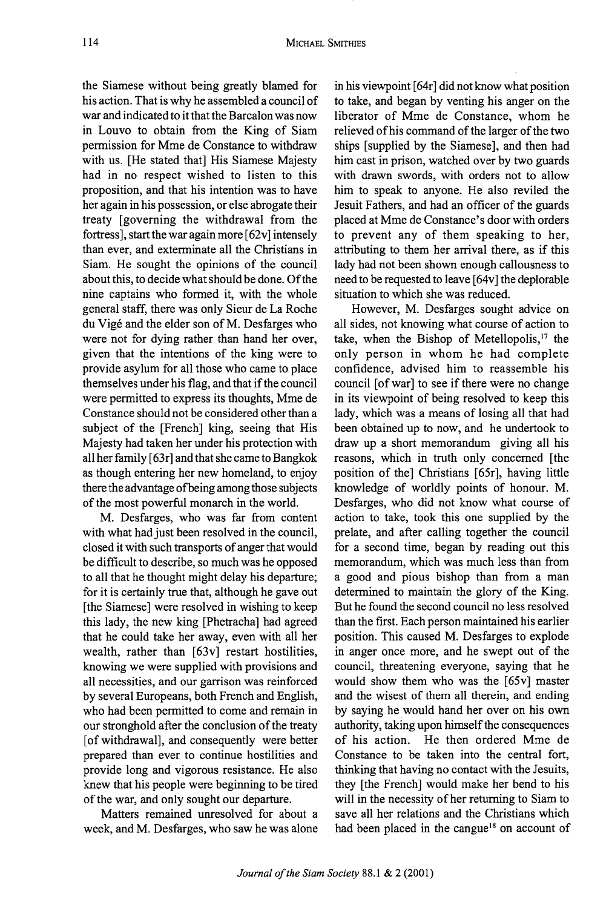the Siamese without being greatly blamed for his action. That is why he assembled a council of war and indicated to it that the Barcalon was now in Louvo to obtain from the King of Siam permission for Mme de Constance to withdraw with us. [He stated that] His Siamese Majesty had in no respect wished to listen to this proposition, and that his intention was to have her again in his possession, or else abrogate their treaty [governing the withdrawal from the fortress], start the war again more [62v] intensely than ever, and exterminate all the Christians in Siam. He sought the opinions of the council about this, to decide what should be done. Of the nine captains who formed it, with the whole general staff, there was only Sieur de La Roche du Vigé and the elder son of M. Desfarges who were not for dying rather than hand her over, given that the intentions of the king were to provide asylum for all those who came to place themselves under his flag, and that if the council were permitted to express its thoughts, Mme de Constance should not be considered other than a subject of the [French] king, seeing that His Majesty had taken her under his protection with all her family [63r] and that she came to Bangkok as though entering her new homeland, to enjoy there the advantage of being among those subjects of the most powerful monarch in the world.

M. Desfarges, who was far from content with what had just been resolved in the council, closed it with such transports of anger that would be difficult to describe, so much was he opposed to all that he thought might delay his departure; for it is certainly true that, although he gave out [the Siamese] were resolved in wishing to keep this lady, the new king [Phetracha] had agreed that he could take her away, even with all her wealth, rather than [63v] restart hostilities, knowing we were supplied with provisions and all necessities, and our garrison was reinforced by several Europeans, both French and English, who had been permitted to come and remain in our stronghold after the conclusion of the treaty [of withdrawal], and consequently were better prepared than ever to continue hostilities and provide long and vigorous resistance. He also knew that his people were beginning to be tired of the war, and only sought our departure.

Matters remained unresolved for about a week, and M. Desfarges, who saw he was alone in his viewpoint [64r] did not know what position to take, and began by venting his anger on the liberator of Mme de Constance, whom he relieved of his command of the larger of the two ships [supplied by the Siamese], and then had him cast in prison, watched over by two guards with drawn swords, with orders not to allow him to speak to anyone. He also reviled the Jesuit Fathers, and had an officer of the guards placed at Mme de Constance's door with orders to prevent any of them speaking to her, attributing to them her arrival there, as if this lady had not been shown enough callousness to need to be requested to leave [64v] the deplorable situation to which she was reduced.

However, M. Desfarges sought advice on all sides, not knowing what course of action to take, when the Bishop of Metellopolis,[17] the only person in whom he had complete confidence, advised him to reassemble his council [of war] to see if there were no change in its viewpoint of being resolved to keep this lady, which was a means of losing all that had been obtained up to now, and he undertook to draw up a short memorandum giving all his reasons, which in truth only concerned [the position of the] Christians [65r], having little knowledge of worldly points of honour. M. Desfarges, who did not know what course of action to take, took this one supplied by the prelate, and after calling together the council for a second time, began by reading out this memorandum, which was much less than from a good and pious bishop than from a man determined to maintain the glory of the King. But he found the second council no less resolved than the first. Each person maintained his earlier position. This caused M. Desfarges to explode in anger once more, and he swept out of the council, threatening everyone, saying that he would show them who was the [65v] master and the wisest of them all therein, and ending by saying he would hand her over on his own authority, taking upon himself the consequences of his action. He then ordered Mme de Constance to be taken into the central fort, thinking that having no contact with the Jesuits, they [the French] would make her bend to his will in the necessity of her returning to Siam to save all her relations and the Christians which had been placed in the cangue[18] on account of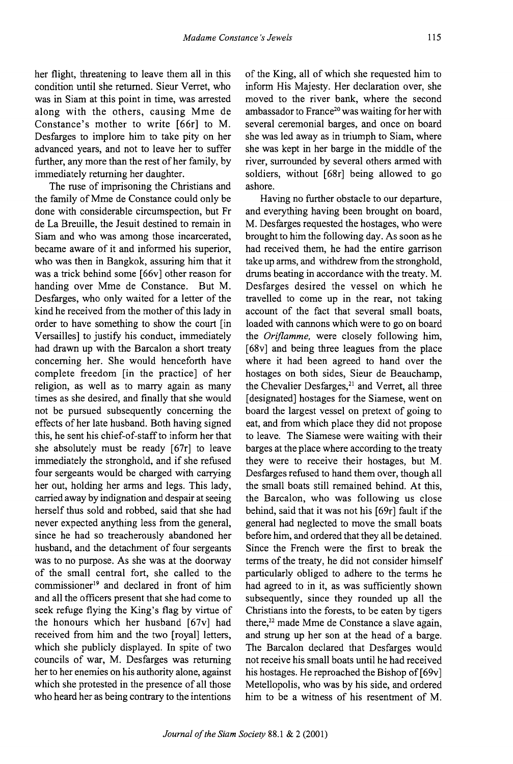her flight, threatening to leave them all in this condition until she returned. Sieur Verret, who was in Siam at this point in time, was arrested along with the others, causing Mme de Constance's mother to write [66r] to M. Desfarges to implore him to take pity on her advanced years, and not to leave her to suffer further, any more than the rest of her family, by immediately returning her daughter.

The ruse of imprisoning the Christians and the family of Mme de Constance could only be done with considerable circumspection, but Fr de La Breuille, the Jesuit destined to remain in Siam and who was among those incarcerated, became aware of it and informed his superior, who was then in Bangkok, assuring him that it was a trick behind some [66v] other reason for handing over Mme de Constance. But M. Desfarges, who only waited for a letter of the kind he received from the mother of this lady in order to have something to show the court [in Versailles] to justify his conduct, immediately had drawn up with the Barcalon a short treaty concerning her. She would henceforth have complete freedom [in the practice] of her religion, as well as to marry again as many times as she desired, and finally that she would not be pursued subsequently concerning the effects of her late husband. Both having signed this, he sent his chief-of-staff to inform her that she absolutely must be ready [67r] to leave immediately the stronghold, and if she refused four sergeants would be charged with carrying her out, holding her arms and legs. This lady, carried away by indignation and despair at seeing herself thus sold and robbed, said that she had never expected anything less from the general, since he had so treacherously abandoned her husband, and the detachment of four sergeants was to no purpose. As she was at the doorway of the small central fort, she called to the commissioner[19] and declared in front of him and all the officers present that she had come to seek refuge flying the King's flag by virtue of the honours which her husband [67v] had received from him and the two [royal] letters, which she publicly displayed. In spite of two councils of war, M. Desfarges was returning her to her enemies on his authority alone, against which she protested in the presence of all those who heard her as being contrary to the intentions of the King, all of which she requested him to inform His Majesty. Her declaration over, she moved to the river bank, where the second ambassador to France[20] was waiting for her with several ceremonial barges, and once on board she was led away as in triumph to Siam, where she was kept in her barge in the middle of the river, surrounded by several others armed with soldiers, without [68r] being allowed to go ashore.

Having no further obstacle to our departure, and everything having been brought on board, M. Desfarges requested the hostages, who were brought to him the following day. As soon as he had received them, he had the entire garrison take up arms, and withdrew from the stronghold, drums beating in accordance with the treaty. M. Desfarges desired the vessel on which he travelled to come up in the rear, not taking account of the fact that several small boats, loaded with cannons which were to go on board the *Oriflamme,* were closely following him, [68v] and being three leagues from the place where it had been agreed to hand over the hostages on both sides, Sieur de Beauchamp, the Chevalier Desfarges,[21] and Verret, all three [designated] hostages for the Siamese, went on board the largest vessel on pretext of going to eat, and from which place they did not propose to leave. The Siamese were waiting with their barges at the place where according to the treaty they were to receive their hostages, but M. Desfarges refused to hand them over, though all the small boats still remained behind. At this, the Barcalon, who was following us close behind, said that it was not his [69r] fault if the general had neglected to move the small boats before him, and ordered that they all be detained. Since the French were the first to break the terms of the treaty, he did not consider himself particularly obliged to adhere to the terms he had agreed to in it, as was sufficiently shown subsequently, since they rounded up all the Christians into the forests, to be eaten by tigers there,[22] made Mme de Constance a slave again, and strung up her son at the head of a barge. The Barcalon declared that Desfarges would not receive his small boats until he had received his hostages. He reproached the Bishop of [69v] Metellopolis, who was by his side, and ordered him to be a witness of his resentment of M.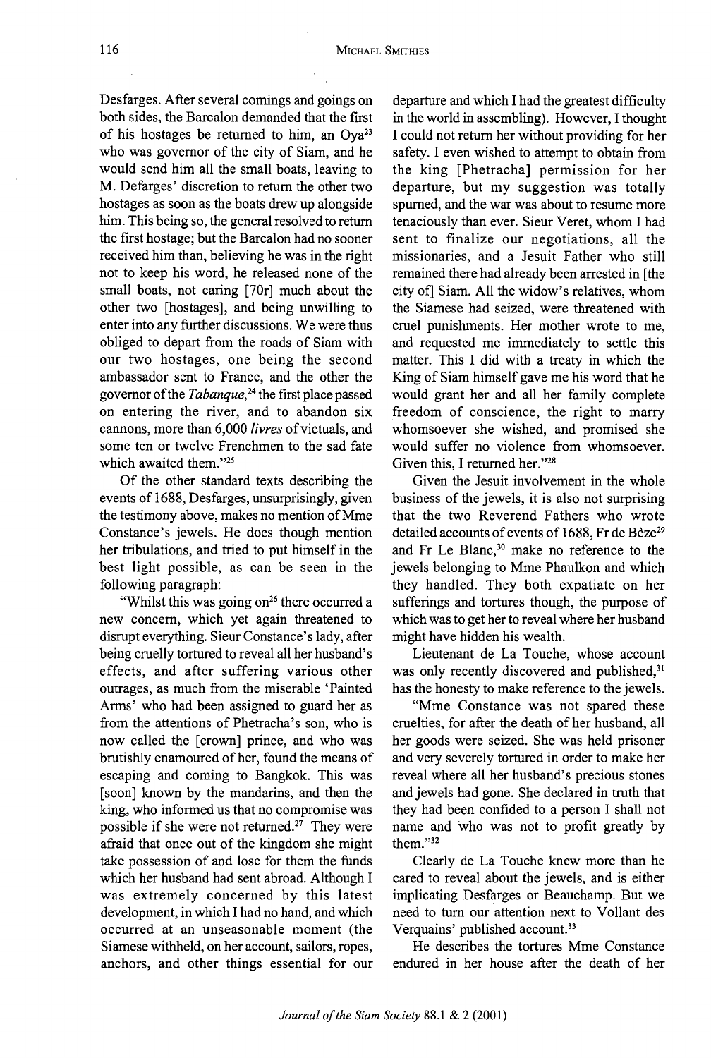Desfarges. After several comings and goings on both sides, the Barcalon demanded that the first of his hostages be returned to him, an Oya[23] who was governor of the city of Siam, and he would send him all the small boats, leaving to M. Defarges' discretion to return the other two hostages as soon as the boats drew up alongside him. This being so, the general resolved to return the first hostage; but the Barcalon had no sooner received him than, believing he was in the right not to keep his word, he released none of the small boats, not caring [70r] much about the other two [hostages], and being unwilling to enter into any further discussions. We were thus obliged to depart from the roads of Siam with our two hostages, one being the second ambassador sent to France, and the other the governor of the *Tabanque*,[24] the first place passed on entering the river, and to abandon six cannons, more than 6,000 *livres* of victuals, and some ten or twelve Frenchmen to the sad fate which awaited them."[25]

Of the other standard texts describing the events of 1688, Desfarges, unsurprisingly, given the testimony above, makes no mention of Mme Constance's jewels. He does though mention her tribulations, and tried to put himself in the best light possible, as can be seen in the following paragraph:

"Whilst this was going on[26] there occurred a new concern, which yet again threatened to disrupt everything. Sieur Constance's lady, after being cruelly tortured to reveal all her husband's effects, and after suffering various other outrages, as much from the miserable 'Painted Arms' who had been assigned to guard her as from the attentions of Phetracha's son, who is now called the [crown] prince, and who was brutishly enamoured of her, found the means of escaping and coming to Bangkok. This was [soon] known by the mandarins, and then the king, who informed us that no compromise was possible if she were not returned.[27] They were afraid that once out of the kingdom she might take possession of and lose for them the funds which her husband had sent abroad. Although I was extremely concerned by this latest development, in which I had no hand, and which occurred at an unseasonable moment (the Siamese withheld, on her account, sailors, ropes, anchors, and other things essential for our departure and which I had the greatest difficulty in the world in assembling). However, I thought I could not return her without providing for her safety. I even wished to attempt to obtain from the king [Phetracha] permission for her departure, but my suggestion was totally spurned, and the war was about to resume more tenaciously than ever. Sieur Veret, whom I had sent to finalize our negotiations, all the missionaries, and a Jesuit Father who still remained there had already been arrested in [the city of] Siam. All the widow's relatives, whom the Siamese had seized, were threatened with cruel punishments. Her mother wrote to me, and requested me immediately to settle this matter. This I did with a treaty in which the King of Siam himself gave me his word that he would grant her and all her family complete freedom of conscience, the right to marry whomsoever she wished, and promised she would suffer no violence from whomsoever. Given this, I returned her."[28]

Given the Jesuit involvement in the whole business of the jewels, it is also not surprising that the two Reverend Fathers who wrote detailed accounts of events of 1688, Fr de Bèze[29] and Fr Le Blanc,[30] make no reference to the jewels belonging to Mme Phaulkon and which they handled. They both expatiate on her sufferings and tortures though, the purpose of which was to get her to reveal where her husband might have hidden his wealth.

Lieutenant de La Touche, whose account was only recently discovered and published,[31] has the honesty to make reference to the jewels.

"Mme Constance was not spared these cruelties, for after the death of her husband, all her goods were seized. She was held prisoner and very severely tortured in order to make her reveal where all her husband's precious stones and jewels had gone. She declared in truth that they had been confided to a person I shall not name and who was not to profit greatly by them."[32]

Clearly de La Touche knew more than he cared to reveal about the jewels, and is either implicating Desfarges or Beauchamp. But we need to turn our attention next to Vollant des Verquains' published account.[33]

He describes the tortures Mme Constance endured in her house after the death of her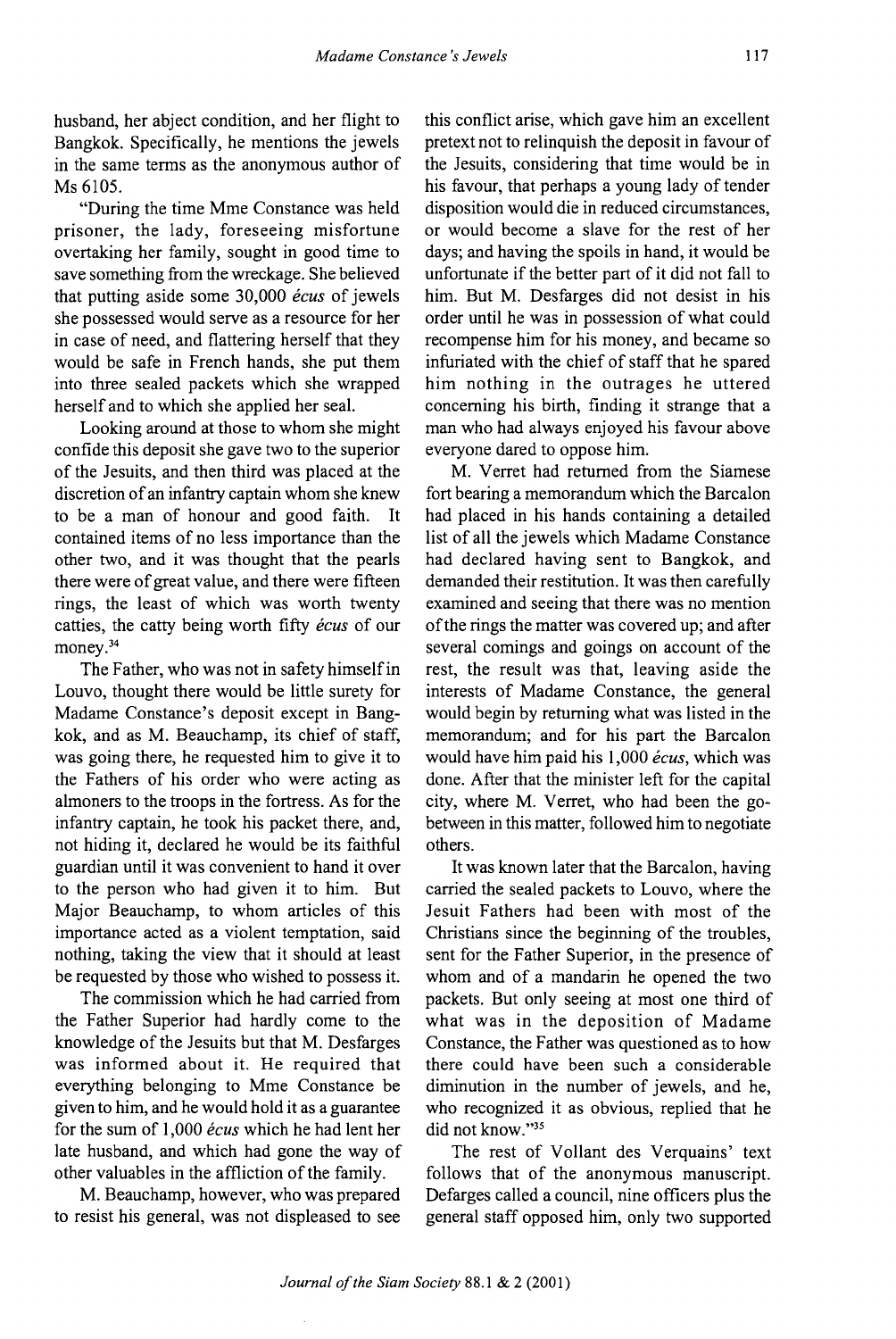husband, her abject condition, and her flight to Bangkok. Specifically, he mentions the jewels in the same terms as the anonymous author of Ms 6105.

"During the time Mme Constance was held prisoner, the lady, foreseeing misfortune overtaking her family, sought in good time to save something from the wreckage. She believed that putting aside some 30,000 *écus* of jewels she possessed would serve as a resource for her in case of need, and flattering herself that they would be safe in French hands, she put them into three sealed packets which she wrapped herself and to which she applied her seal.

Looking around at those to whom she might confide this deposit she gave two to the superior of the Jesuits, and then third was placed at the discretion of an infantry captain whom she knew to be a man of honour and good faith. It contained items of no less importance than the other two, and it was thought that the pearls there were of great value, and there were fifteen rings, the least of which was worth twenty catties, the catty being worth fifty *écus* of our money.[34]

The Father, who was not in safety himself in Louvo, thought there would be little surety for Madame Constance's deposit except in Bangkok, and as M. Beauchamp, its chief of staff, was going there, he requested him to give it to the Fathers of his order who were acting as almoners to the troops in the fortress. As for the infantry captain, he took his packet there, and, not hiding it, declared he would be its faithful guardian until it was convenient to hand it over to the person who had given it to him. But Major Beauchamp, to whom articles of this importance acted as a violent temptation, said nothing, taking the view that it should at least be requested by those who wished to possess it.

The commission which he had carried from the Father Superior had hardly come to the knowledge of the Jesuits but that M. Desfarges was informed about it. He required that everything belonging to Mme Constance be given to him, and he would hold it as a guarantee for the sum of 1,000 *écus* which he had lent her late husband, and which had gone the way of other valuables in the affliction of the family.

M. Beauchamp, however, who was prepared to resist his general, was not displeased to see this conflict arise, which gave him an excellent pretext not to relinquish the deposit in favour of the Jesuits, considering that time would be in his favour, that perhaps a young lady of tender disposition would die in reduced circumstances, or would become a slave for the rest of her days; and having the spoils in hand, it would be unfortunate if the better part of it did not fall to him. But M. Desfarges did not desist in his order until he was in possession of what could recompense him for his money, and became so infuriated with the chief of staff that he spared him nothing in the outrages he uttered concerning his birth, finding it strange that a man who had always enjoyed his favour above everyone dared to oppose him.

M. Verret had returned from the Siamese fort bearing a memorandum which the Barcalon had placed in his hands containing a detailed list of all the jewels which Madame Constance had declared having sent to Bangkok, and demanded their restitution. It was then carefully examined and seeing that there was no mention of the rings the matter was covered up; and after several comings and goings on account of the rest, the result was that, leaving aside the interests of Madame Constance, the general would begin by returning what was listed in the memorandum; and for his part the Barcalon would have him paid his 1,000 *écus*, which was done. After that the minister left for the capital city, where M. Verret, who had been the go-between in this matter, followed him to negotiate others.

It was known later that the Barcalon, having carried the sealed packets to Louvo, where the Jesuit Fathers had been with most of the Christians since the beginning of the troubles, sent for the Father Superior, in the presence of whom and of a mandarin he opened the two packets. But only seeing at most one third of what was in the deposition of Madame Constance, the Father was questioned as to how there could have been such a considerable diminution in the number of jewels, and he, who recognized it as obvious, replied that he did not know."[35]

The rest of Vollant des Verquains' text follows that of the anonymous manuscript. Defarges called a council, nine officers plus the general staff opposed him, only two supported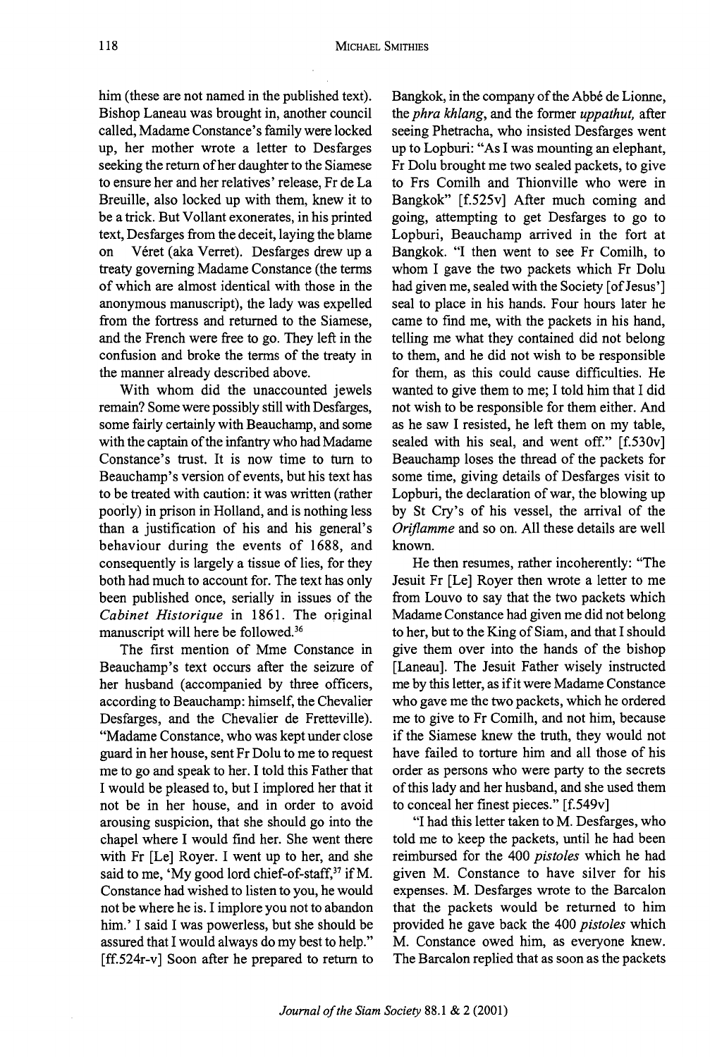him (these are not named in the published text). Bishop Laneau was brought in, another council called, Madame Constance's family were locked up, her mother wrote a letter to Desfarges seeking the return of her daughter to the Siamese to ensure her and her relatives' release, Fr de La Breuille, also locked up with them, knew it to be a trick. But Vollant exonerates, in his printed text, Desfarges from the deceit, laying the blame on Véret (aka Verret). Desfarges drew up a treaty governing Madame Constance (the terms of which are almost identical with those in the anonymous manuscript), the lady was expelled from the fortress and returned to the Siamese, and the French were free to go. They left in the confusion and broke the terms of the treaty in the manner already described above.

With whom did the unaccounted jewels remain? Some were possibly still with Desfarges, some fairly certainly with Beauchamp, and some with the captain of the infantry who had Madame Constance's trust. It is now time to turn to Beauchamp's version of events, but his text has to be treated with caution: it was written (rather poorly) in prison in Holland, and is nothing less than a justification of his and his general's behaviour during the events of 1688, and consequently is largely a tissue of lies, for they both had much to account for. The text has only been published once, serially in issues of the *Cabinet Historique* in 1861. The original manuscript will here be followed.[36]

The first mention of Mme Constance in Beauchamp's text occurs after the seizure of her husband (accompanied by three officers, according to Beauchamp: himself, the Chevalier Desfarges, and the Chevalier de Fretteville). "Madame Constance, who was kept under close guard in her house, sent Fr Dolu to me to request me to go and speak to her. I told this Father that I would be pleased to, but I implored her that it not be in her house, and in order to avoid arousing suspicion, that she should go into the chapel where I would find her. She went there with Fr [Le] Royer. I went up to her, and she said to me, 'My good lord chief-of-staff,[37] if M. Constance had wished to listen to you, he would not be where he is. I implore you not to abandon him.' I said I was powerless, but she should be assured that I would always do my best to help." [ff.524r-v] Soon after he prepared to return to Bangkok, in the company of the Abbé de Lionne, the *phra khlang*, and the former *uppathut,* after seeing Phetracha, who insisted Desfarges went up to Lopburi: "As I was mounting an elephant, Fr Dolu brought me two sealed packets, to give to Frs Comilh and Thionville who were in Bangkok" [f.525v] After much coming and going, attempting to get Desfarges to go to Lopburi, Beauchamp arrived in the fort at Bangkok. "I then went to see Fr Comilh, to whom I gave the two packets which Fr Dolu had given me, sealed with the Society [of Jesus'] seal to place in his hands. Four hours later he came to find me, with the packets in his hand, telling me what they contained did not belong to them, and he did not wish to be responsible for them, as this could cause difficulties. He wanted to give them to me; I told him that I did not wish to be responsible for them either. And as he saw I resisted, he left them on my table, sealed with his seal, and went off." [f.530v] Beauchamp loses the thread of the packets for some time, giving details of Desfarges visit to Lopburi, the declaration of war, the blowing up by St Cry's of his vessel, the arrival of the *Oriflamme* and so on. All these details are well known.

He then resumes, rather incoherently: "The Jesuit Fr [Le] Royer then wrote a letter to me from Louvo to say that the two packets which Madame Constance had given me did not belong to her, but to the King of Siam, and that I should give them over into the hands of the bishop [Laneau]. The Jesuit Father wisely instructed me by this letter, as if it were Madame Constance who gave me the two packets, which he ordered me to give to Fr Comilh, and not him, because if the Siamese knew the truth, they would not have failed to torture him and all those of his order as persons who were party to the secrets of this lady and her husband, and she used them to conceal her finest pieces." [f.549v]

"I had this letter taken to M. Desfarges, who told me to keep the packets, until he had been reimbursed for the 400 *pistoles* which he had given M. Constance to have silver for his expenses. M. Desfarges wrote to the Barcalon that the packets would be returned to him provided he gave back the 400 *pistoles* which M. Constance owed him, as everyone knew. The Barcalon replied that as soon as the packets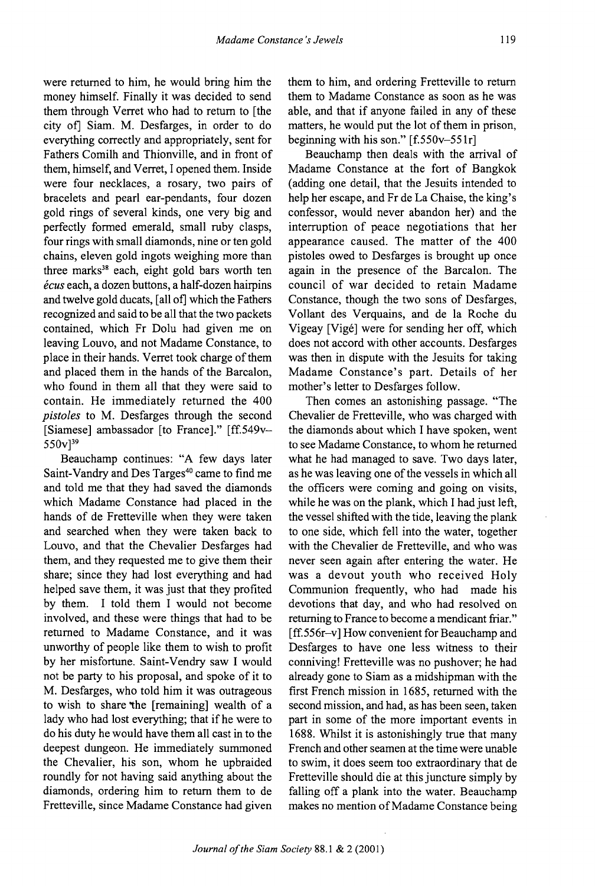were returned to him, he would bring him the money himself. Finally it was decided to send them through Verret who had to return to [the city of] Siam. M. Desfarges, in order to do everything correctly and appropriately, sent for Fathers Comilh and Thionville, and in front of them, himself, and Verret, I opened them. Inside were four necklaces, a rosary, two pairs of bracelets and pearl ear-pendants, four dozen gold rings of several kinds, one very big and perfectly formed emerald, small ruby clasps, four rings with small diamonds, nine or ten gold chains, eleven gold ingots weighing more than three marks[38] each, eight gold bars worth ten *écus* each, a dozen buttons, a half-dozen hairpins and twelve gold ducats, [all of] which the Fathers recognized and said to be all that the two packets contained, which Fr Dolu had given me on leaving Louvo, and not Madame Constance, to place in their hands. Verret took charge of them and placed them in the hands of the Barcalon, who found in them all that they were said to contain. He immediately returned the 400 *pistoles* to M. Desfarges through the second [Siamese] ambassador [to France]." [ff.549v–550v][39]

Beauchamp continues: "A few days later Saint-Vandry and Des Targes[40] came to find me and told me that they had saved the diamonds which Madame Constance had placed in the hands of de Fretteville when they were taken and searched when they were taken back to Louvo, and that the Chevalier Desfarges had them, and they requested me to give them their share; since they had lost everything and had helped save them, it was just that they profited by them. I told them I would not become involved, and these were things that had to be returned to Madame Constance, and it was unworthy of people like them to wish to profit by her misfortune. Saint-Vendry saw I would not be party to his proposal, and spoke of it to M. Desfarges, who told him it was outrageous to wish to share the [remaining] wealth of a lady who had lost everything; that if he were to do his duty he would have them all cast in to the deepest dungeon. He immediately summoned the Chevalier, his son, whom he upbraided roundly for not having said anything about the diamonds, ordering him to return them to de Fretteville, since Madame Constance had given them to him, and ordering Fretteville to return them to Madame Constance as soon as he was able, and that if anyone failed in any of these matters, he would put the lot of them in prison, beginning with his son." [f.550v–551r]

Beauchamp then deals with the arrival of Madame Constance at the fort of Bangkok (adding one detail, that the Jesuits intended to help her escape, and Fr de La Chaise, the king's confessor, would never abandon her) and the interruption of peace negotiations that her appearance caused. The matter of the 400 pistoles owed to Desfarges is brought up once again in the presence of the Barcalon. The council of war decided to retain Madame Constance, though the two sons of Desfarges, Vollant des Verquains, and de la Roche du Vigeay [Vigé] were for sending her off, which does not accord with other accounts. Desfarges was then in dispute with the Jesuits for taking Madame Constance's part. Details of her mother's letter to Desfarges follow.

Then comes an astonishing passage. "The Chevalier de Fretteville, who was charged with the diamonds about which I have spoken, went to see Madame Constance, to whom he returned what he had managed to save. Two days later, as he was leaving one of the vessels in which all the officers were coming and going on visits, while he was on the plank, which I had just left, the vessel shifted with the tide, leaving the plank to one side, which fell into the water, together with the Chevalier de Fretteville, and who was never seen again after entering the water. He was a devout youth who received Holy Communion frequently, who had made his devotions that day, and who had resolved on returning to France to become a mendicant friar." [ff.556r–v] How convenient for Beauchamp and Desfarges to have one less witness to their conniving! Fretteville was no pushover; he had already gone to Siam as a midshipman with the first French mission in 1685, returned with the second mission, and had, as has been seen, taken part in some of the more important events in 1688. Whilst it is astonishingly true that many French and other seamen at the time were unable to swim, it does seem too extraordinary that de Fretteville should die at this juncture simply by falling off a plank into the water. Beauchamp makes no mention of Madame Constance being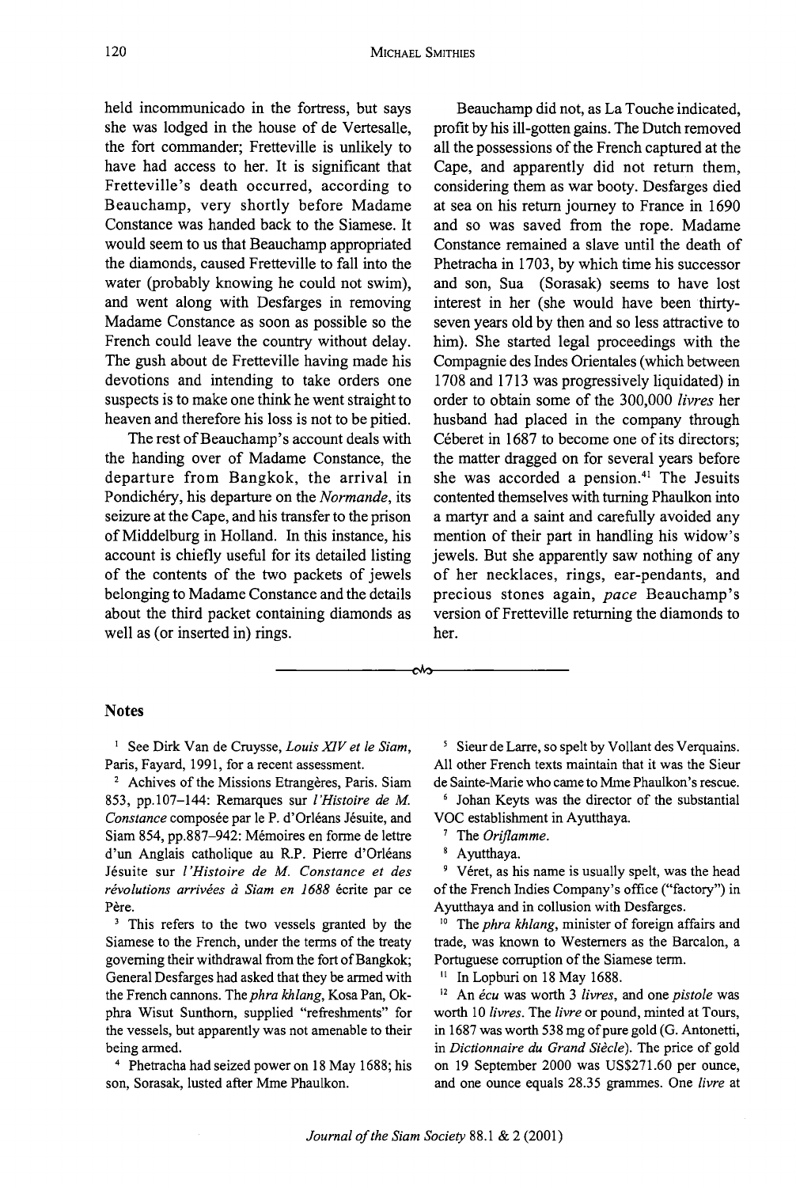held incommunicado in the fortress, but says she was lodged in the house of de Vertesalle, the fort commander; Fretteville is unlikely to have had access to her. It is significant that Fretteville's death occurred, according to Beauchamp, very shortly before Madame Constance was handed back to the Siamese. It would seem to us that Beauchamp appropriated the diamonds, caused Fretteville to fall into the water (probably knowing he could not swim), and went along with Desfarges in removing Madame Constance as soon as possible so the French could leave the country without delay. The gush about de Fretteville having made his devotions and intending to take orders one suspects is to make one think he went straight to heaven and therefore his loss is not to be pitied.

The rest of Beauchamp's account deals with the handing over of Madame Constance, the departure from Bangkok, the arrival in Pondichéry, his departure on the *Normande*, its seizure at the Cape, and his transfer to the prison of Middelburg in Holland. In this instance, his account is chiefly useful for its detailed listing of the contents of the two packets of jewels belonging to Madame Constance and the details about the third packet containing diamonds as well as (or inserted in) rings.

Beauchamp did not, as La Touche indicated, profit by his ill-gotten gains. The Dutch removed all the possessions of the French captured at the Cape, and apparently did not return them, considering them as war booty. Desfarges died at sea on his return journey to France in 1690 and so was saved from the rope. Madame Constance remained a slave until the death of Phetracha in 1703, by which time his successor and son, Sua (Sorasak) seems to have lost interest in her (she would have been thirty-seven years old by then and so less attractive to him). She started legal proceedings with the Compagnie des Indes Orientales (which between 1708 and 1713 was progressively liquidated) in order to obtain some of the 300,000 *livres* her husband had placed in the company through Céberet in 1687 to become one of its directors; the matter dragged on for several years before she was accorded a pension.[41] The Jesuits contented themselves with turning Phaulkon into a martyr and a saint and carefully avoided any mention of their part in handling his widow's jewels. But she apparently saw nothing of any of her necklaces, rings, ear-pendants, and precious stones again, *pace* Beauchamp's version of Fretteville returning the diamonds to her.

## Notes

[1] See Dirk Van de Cruysse, *Louis XIV et le Siam*, Paris, Fayard, 1991, for a recent assessment.

[2] Achives of the Missions Etrangères, Paris. Siam 853, pp.107–144: Remarques sur *l'Histoire de M. Constance* composée par le P. d'Orléans Jésuite, and Siam 854, pp.887–942: Mémoires en forme de lettre d'un Anglais catholique au R.P. Pierre d'Orléans Jésuite sur *l'Histoire de M. Constance et des révolutions arrivées à Siam en 1688* écrite par ce Père.

[3] This refers to the two vessels granted by the Siamese to the French, under the terms of the treaty governing their withdrawal from the fort of Bangkok; General Desfarges had asked that they be armed with the French cannons. The *phra khlang*, Kosa Pan, Okphra Wisut Sunthorn, supplied "refreshments" for the vessels, but apparently was not amenable to their being armed.

[4] Phetracha had seized power on 18 May 1688; his son, Sorasak, lusted after Mme Phaulkon.

[5] Sieur de Larre, so spelt by Vollant des Verquains. All other French texts maintain that it was the Sieur de Sainte-Marie who came to Mme Phaulkon's rescue.

[6] Johan Keyts was the director of the substantial VOC establishment in Ayutthaya.

[7] The *Oriflamme*.

[8] Ayutthaya.

[9] Véret, as his name is usually spelt, was the head of the French Indies Company's office ("factory") in Ayutthaya and in collusion with Desfarges.

[10] The *phra khlang*, minister of foreign affairs and trade, was known to Westerners as the Barcalon, a Portuguese corruption of the Siamese term.

[11] In Lopburi on 18 May 1688.

[12] An *écu* was worth 3 *livres*, and one *pistole* was worth 10 *livres*. The *livre* or pound, minted at Tours, in 1687 was worth 538 mg of pure gold (G. Antonetti, in *Dictionnaire du Grand Siècle*). The price of gold on 19 September 2000 was US$271.60 per ounce, and one ounce equals 28.35 grammes. One *livre* at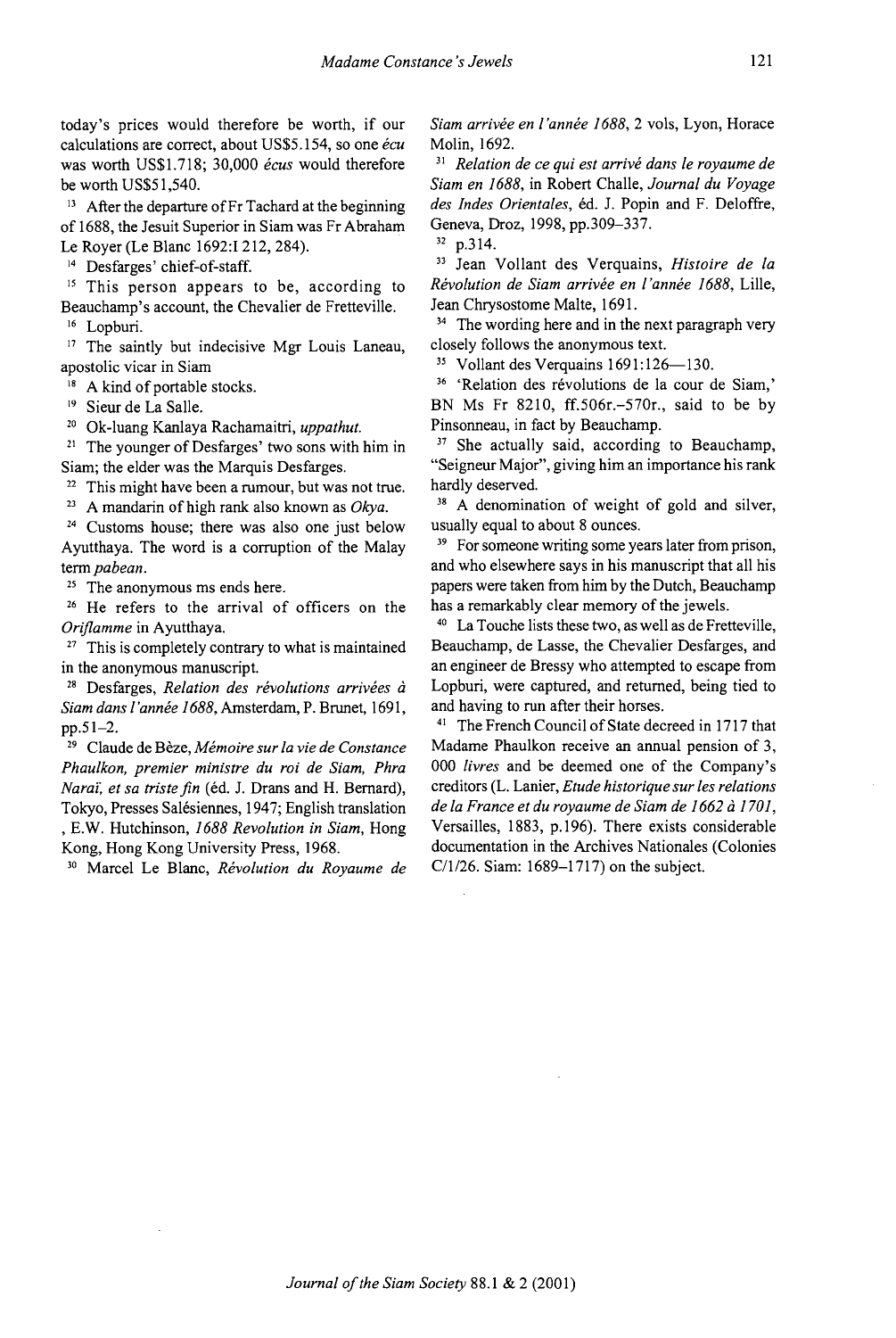today's prices would therefore be worth, if our calculations are correct, about US$5.154, so one *écu* was worth US$1.718; 30,000 *écus* would therefore be worth US$51,540.

[13] After the departure of Fr Tachard at the beginning of 1688, the Jesuit Superior in Siam was Fr Abraham Le Royer (Le Blanc 1692:I 212, 284).

[14] Desfarges' chief-of-staff.

[15] This person appears to be, according to Beauchamp's account, the Chevalier de Fretteville.

[16] Lopburi.

[17] The saintly but indecisive Mgr Louis Laneau, apostolic vicar in Siam

[18] A kind of portable stocks.

[19] Sieur de La Salle.

[20] Ok-luang Kanlaya Rachamaitri, *uppathut.*

[21] The younger of Desfarges' two sons with him in Siam; the elder was the Marquis Desfarges.

[22] This might have been a rumour, but was not true.

[23] A mandarin of high rank also known as *Okya.*

[24] Customs house; there was also one just below Ayutthaya. The word is a corruption of the Malay term *pabean.*

[25] The anonymous ms ends here.

[26] He refers to the arrival of officers on the *Oriflamme* in Ayutthaya.

[27] This is completely contrary to what is maintained in the anonymous manuscript.

[28] Desfarges, *Relation des révolutions arrivées à Siam dans l'année 1688*, Amsterdam, P. Brunet, 1691, pp.51–2.

[29] Claude de Bèze, *Mémoire sur la vie de Constance Phaulkon, premier ministre du roi de Siam, Phra Naraï, et sa triste fin* (éd. J. Drans and H. Bernard), Tokyo, Presses Salésiennes, 1947; English translation , E.W. Hutchinson, *1688 Revolution in Siam*, Hong Kong, Hong Kong University Press, 1968.

[30] Marcel Le Blanc, *Révolution du Royaume de Siam arrivée en l'année 1688*, 2 vols, Lyon, Horace Molin, 1692.

[31] *Relation de ce qui est arrivé dans le royaume de Siam en 1688*, in Robert Challe, *Journal du Voyage des Indes Orientales*, éd. J. Popin and F. Deloffre, Geneva, Droz, 1998, pp.309–337.

[32] p.314.

[33] Jean Vollant des Verquains, *Histoire de la Révolution de Siam arrivée en l'année 1688*, Lille, Jean Chrysostome Malte, 1691.

[34] The wording here and in the next paragraph very closely follows the anonymous text.

[35] Vollant des Verquains 1691:126—130.

[36] 'Relation des révolutions de la cour de Siam,' BN Ms Fr 8210, ff.506r.–570r., said to be by Pinsonneau, in fact by Beauchamp.

[37] She actually said, according to Beauchamp, "Seigneur Major", giving him an importance his rank hardly deserved.

[38] A denomination of weight of gold and silver, usually equal to about 8 ounces.

[39] For someone writing some years later from prison, and who elsewhere says in his manuscript that all his papers were taken from him by the Dutch, Beauchamp has a remarkably clear memory of the jewels.

[40] La Touche lists these two, as well as de Fretteville, Beauchamp, de Lasse, the Chevalier Desfarges, and an engineer de Bressy who attempted to escape from Lopburi, were captured, and returned, being tied to and having to run after their horses.

[41] The French Council of State decreed in 1717 that Madame Phaulkon receive an annual pension of 3, 000 *livres* and be deemed one of the Company's creditors (L. Lanier, *Etude historique sur les relations de la France et du royaume de Siam de 1662 à 1701*, Versailles, 1883, p.196). There exists considerable documentation in the Archives Nationales (Colonies C/1/26. Siam: 1689–1717) on the subject.